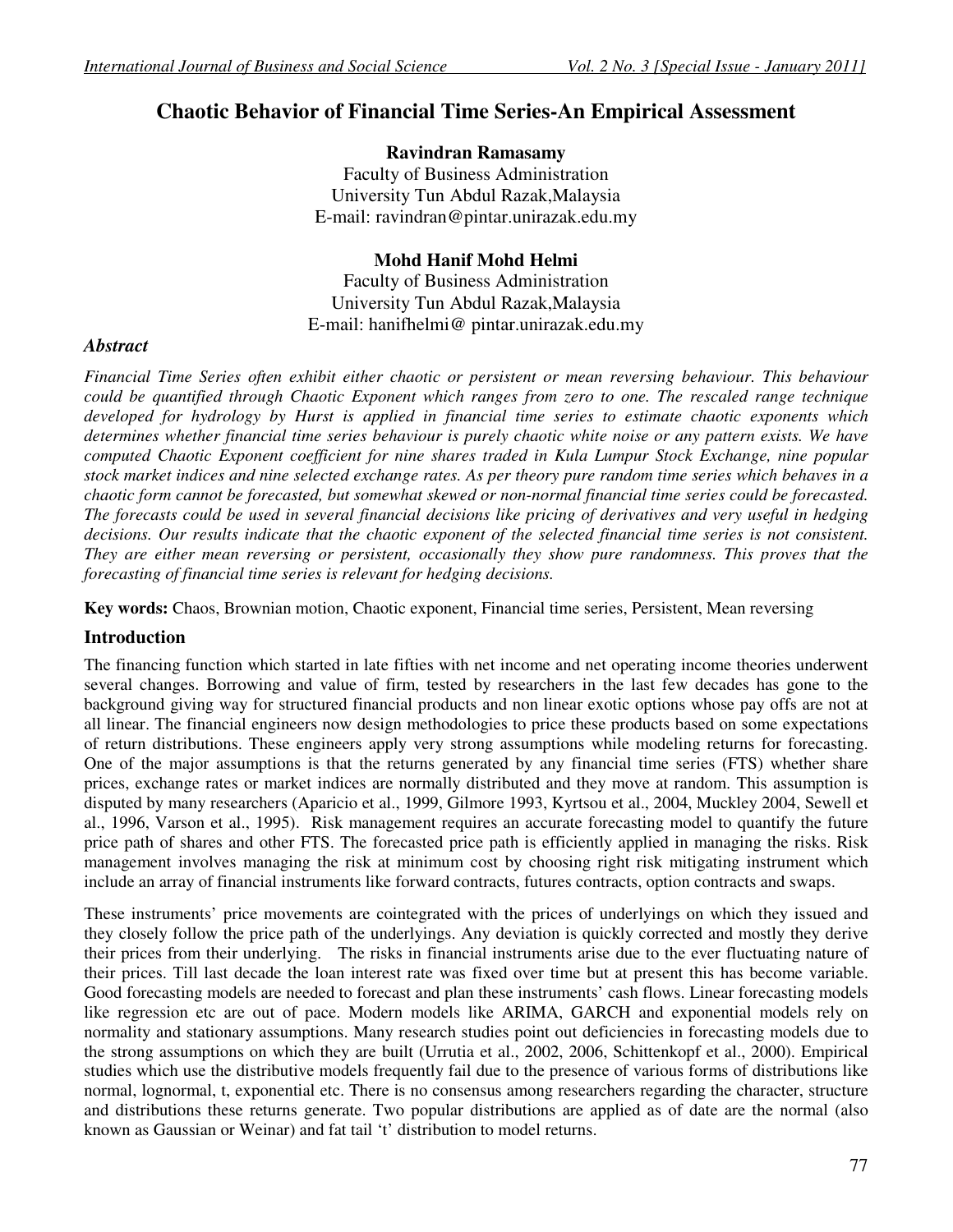# Chaotic Behavior of Financial Time Series-An Empirical Assessment

**Ravindran Ramasamy**
Faculty of Business Administration
University Tun Abdul Razak,Malaysia
E-mail: ravindran@pintar.unirazak.edu.my

**Mohd Hanif Mohd Helmi**
Faculty of Business Administration
University Tun Abdul Razak,Malaysia
E-mail: hanifhelmi@ pintar.unirazak.edu.my

### *Abstract*

*Financial Time Series often exhibit either chaotic or persistent or mean reversing behaviour. This behaviour could be quantified through Chaotic Exponent which ranges from zero to one. The rescaled range technique developed for hydrology by Hurst is applied in financial time series to estimate chaotic exponents which determines whether financial time series behaviour is purely chaotic white noise or any pattern exists. We have computed Chaotic Exponent coefficient for nine shares traded in Kula Lumpur Stock Exchange, nine popular stock market indices and nine selected exchange rates. As per theory pure random time series which behaves in a chaotic form cannot be forecasted, but somewhat skewed or non-normal financial time series could be forecasted. The forecasts could be used in several financial decisions like pricing of derivatives and very useful in hedging decisions. Our results indicate that the chaotic exponent of the selected financial time series is not consistent. They are either mean reversing or persistent, occasionally they show pure randomness. This proves that the forecasting of financial time series is relevant for hedging decisions.*

**Key words:** Chaos, Brownian motion, Chaotic exponent, Financial time series, Persistent, Mean reversing

## Introduction

The financing function which started in late fifties with net income and net operating income theories underwent several changes. Borrowing and value of firm, tested by researchers in the last few decades has gone to the background giving way for structured financial products and non linear exotic options whose pay offs are not at all linear. The financial engineers now design methodologies to price these products based on some expectations of return distributions. These engineers apply very strong assumptions while modeling returns for forecasting. One of the major assumptions is that the returns generated by any financial time series (FTS) whether share prices, exchange rates or market indices are normally distributed and they move at random. This assumption is disputed by many researchers (Aparicio et al., 1999, Gilmore 1993, Kyrtsou et al., 2004, Muckley 2004, Sewell et al., 1996, Varson et al., 1995). Risk management requires an accurate forecasting model to quantify the future price path of shares and other FTS. The forecasted price path is efficiently applied in managing the risks. Risk management involves managing the risk at minimum cost by choosing right risk mitigating instrument which include an array of financial instruments like forward contracts, futures contracts, option contracts and swaps.

These instruments' price movements are cointegrated with the prices of underlyings on which they issued and they closely follow the price path of the underlyings. Any deviation is quickly corrected and mostly they derive their prices from their underlying. The risks in financial instruments arise due to the ever fluctuating nature of their prices. Till last decade the loan interest rate was fixed over time but at present this has become variable. Good forecasting models are needed to forecast and plan these instruments' cash flows. Linear forecasting models like regression etc are out of pace. Modern models like ARIMA, GARCH and exponential models rely on normality and stationary assumptions. Many research studies point out deficiencies in forecasting models due to the strong assumptions on which they are built (Urrutia et al., 2002, 2006, Schittenkopf et al., 2000). Empirical studies which use the distributive models frequently fail due to the presence of various forms of distributions like normal, lognormal, t, exponential etc. There is no consensus among researchers regarding the character, structure and distributions these returns generate. Two popular distributions are applied as of date are the normal (also known as Gaussian or Weinar) and fat tail 't' distribution to model returns.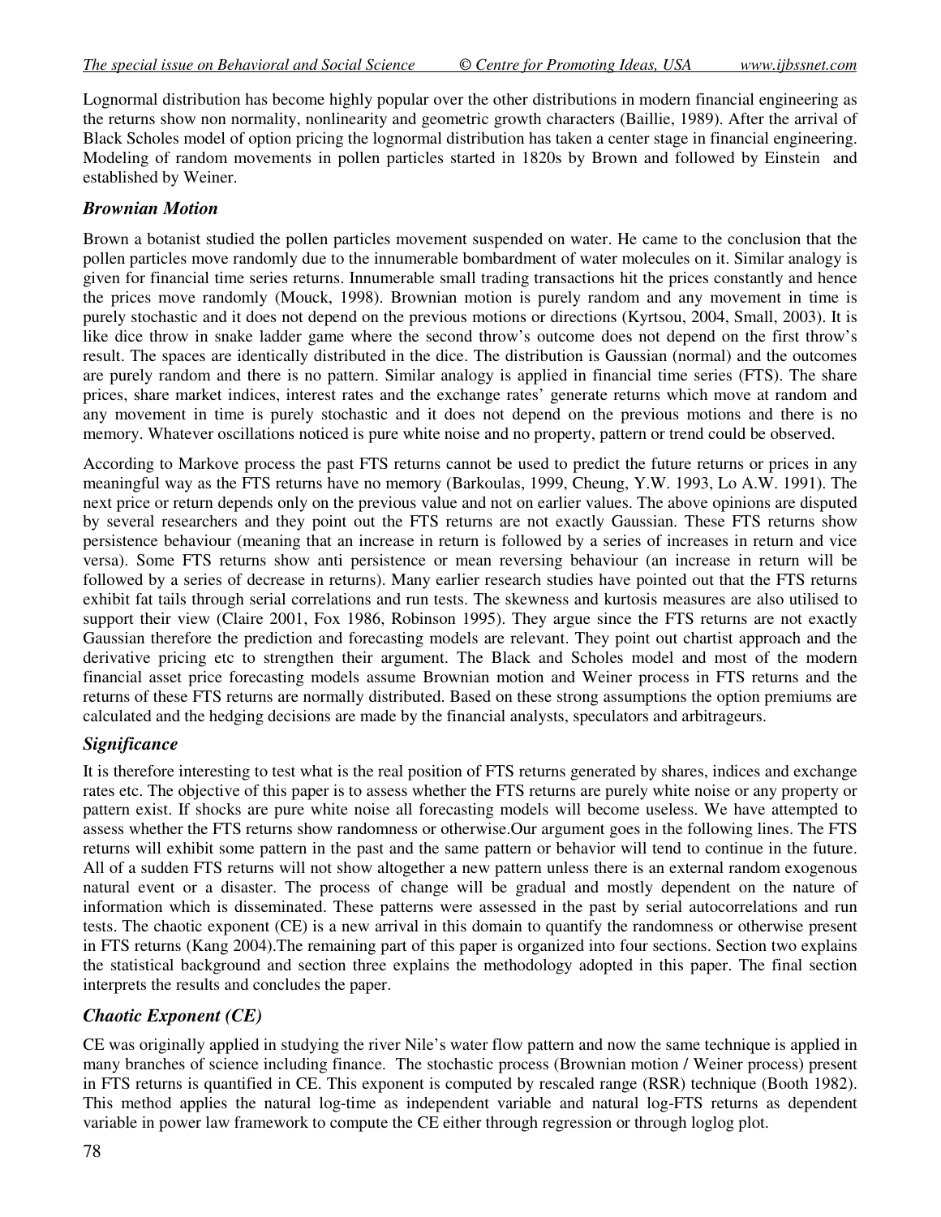Lognormal distribution has become highly popular over the other distributions in modern financial engineering as the returns show non normality, nonlinearity and geometric growth characters (Baillie, 1989). After the arrival of Black Scholes model of option pricing the lognormal distribution has taken a center stage in financial engineering. Modeling of random movements in pollen particles started in 1820s by Brown and followed by Einstein and established by Weiner.

### *Brownian Motion*

Brown a botanist studied the pollen particles movement suspended on water. He came to the conclusion that the pollen particles move randomly due to the innumerable bombardment of water molecules on it. Similar analogy is given for financial time series returns. Innumerable small trading transactions hit the prices constantly and hence the prices move randomly (Mouck, 1998). Brownian motion is purely random and any movement in time is purely stochastic and it does not depend on the previous motions or directions (Kyrtsou, 2004, Small, 2003). It is like dice throw in snake ladder game where the second throw's outcome does not depend on the first throw's result. The spaces are identically distributed in the dice. The distribution is Gaussian (normal) and the outcomes are purely random and there is no pattern. Similar analogy is applied in financial time series (FTS). The share prices, share market indices, interest rates and the exchange rates' generate returns which move at random and any movement in time is purely stochastic and it does not depend on the previous motions and there is no memory. Whatever oscillations noticed is pure white noise and no property, pattern or trend could be observed.

According to Markove process the past FTS returns cannot be used to predict the future returns or prices in any meaningful way as the FTS returns have no memory (Barkoulas, 1999, Cheung, Y.W. 1993, Lo A.W. 1991). The next price or return depends only on the previous value and not on earlier values. The above opinions are disputed by several researchers and they point out the FTS returns are not exactly Gaussian. These FTS returns show persistence behaviour (meaning that an increase in return is followed by a series of increases in return and vice versa). Some FTS returns show anti persistence or mean reversing behaviour (an increase in return will be followed by a series of decrease in returns). Many earlier research studies have pointed out that the FTS returns exhibit fat tails through serial correlations and run tests. The skewness and kurtosis measures are also utilised to support their view (Claire 2001, Fox 1986, Robinson 1995). They argue since the FTS returns are not exactly Gaussian therefore the prediction and forecasting models are relevant. They point out chartist approach and the derivative pricing etc to strengthen their argument. The Black and Scholes model and most of the modern financial asset price forecasting models assume Brownian motion and Weiner process in FTS returns and the returns of these FTS returns are normally distributed. Based on these strong assumptions the option premiums are calculated and the hedging decisions are made by the financial analysts, speculators and arbitrageurs.

### *Significance*

It is therefore interesting to test what is the real position of FTS returns generated by shares, indices and exchange rates etc. The objective of this paper is to assess whether the FTS returns are purely white noise or any property or pattern exist. If shocks are pure white noise all forecasting models will become useless. We have attempted to assess whether the FTS returns show randomness or otherwise.Our argument goes in the following lines. The FTS returns will exhibit some pattern in the past and the same pattern or behavior will tend to continue in the future. All of a sudden FTS returns will not show altogether a new pattern unless there is an external random exogenous natural event or a disaster. The process of change will be gradual and mostly dependent on the nature of information which is disseminated. These patterns were assessed in the past by serial autocorrelations and run tests. The chaotic exponent (CE) is a new arrival in this domain to quantify the randomness or otherwise present in FTS returns (Kang 2004).The remaining part of this paper is organized into four sections. Section two explains the statistical background and section three explains the methodology adopted in this paper. The final section interprets the results and concludes the paper.

### *Chaotic Exponent (CE)*

CE was originally applied in studying the river Nile's water flow pattern and now the same technique is applied in many branches of science including finance. The stochastic process (Brownian motion / Weiner process) present in FTS returns is quantified in CE. This exponent is computed by rescaled range (RSR) technique (Booth 1982). This method applies the natural log-time as independent variable and natural log-FTS returns as dependent variable in power law framework to compute the CE either through regression or through loglog plot.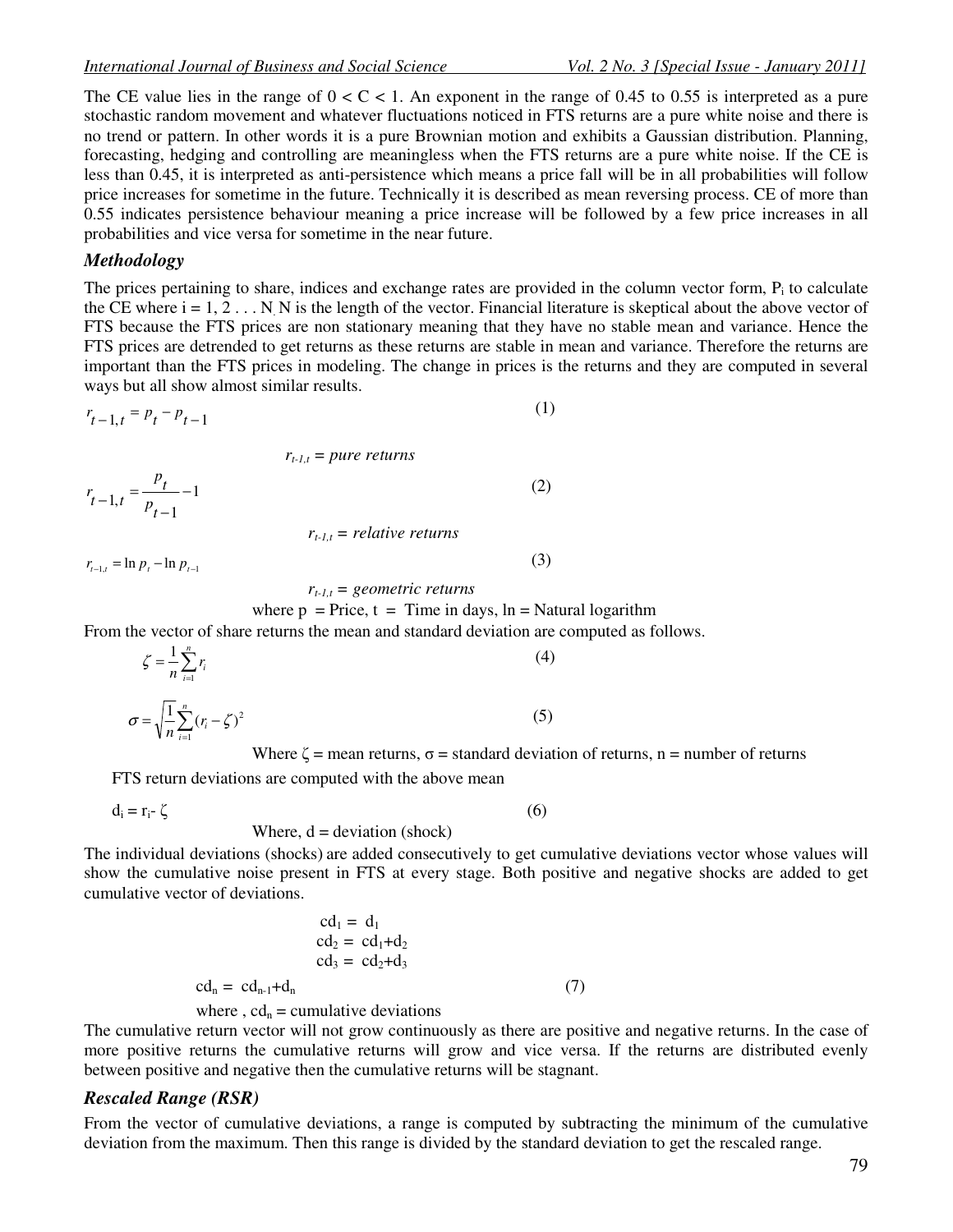The CE value lies in the range of $0 < C < 1$. An exponent in the range of 0.45 to 0.55 is interpreted as a pure stochastic random movement and whatever fluctuations noticed in FTS returns are a pure white noise and there is no trend or pattern. In other words it is a pure Brownian motion and exhibits a Gaussian distribution. Planning, forecasting, hedging and controlling are meaningless when the FTS returns are a pure white noise. If the CE is less than 0.45, it is interpreted as anti-persistence which means a price fall will be in all probabilities will follow price increases for sometime in the future. Technically it is described as mean reversing process. CE of more than 0.55 indicates persistence behaviour meaning a price increase will be followed by a few price increases in all probabilities and vice versa for sometime in the near future.

### *Methodology*

The prices pertaining to share, indices and exchange rates are provided in the column vector form, $P_i$ to calculate the CE where $i = 1, 2 \ldots N$. N is the length of the vector. Financial literature is skeptical about the above vector of FTS because the FTS prices are non stationary meaning that they have no stable mean and variance. Hence the FTS prices are detrended to get returns as these returns are stable in mean and variance. Therefore the returns are important than the FTS prices in modeling. The change in prices is the returns and they are computed in several ways but all show almost similar results.

$$r_{t-1,t} = p_t - p_{t-1} \tag{1}$$

$r_{t-1,t}$ = *pure returns*

$$r_{t-1,t} = \frac{p_t}{p_{t-1}} - 1 \tag{2}$$

$r_{t-1,t}$ = *relative returns*

$$r_{t-1,t} = \ln p_t - \ln p_{t-1} \tag{3}$$

$r_{t-1,t}$ = *geometric returns*

where p = Price, t = Time in days, ln = Natural logarithm

From the vector of share returns the mean and standard deviation are computed as follows.

$$\zeta = \frac{1}{n}\sum_{i=1}^{n} r_i \tag{4}$$

$$\sigma = \sqrt{\frac{1}{n}\sum_{i=1}^{n}(r_i - \zeta)^2} \tag{5}$$

Where $\zeta$ = mean returns, $\sigma$ = standard deviation of returns, n = number of returns

FTS return deviations are computed with the above mean

$$d_i = r_i - \zeta \tag{6}$$

Where, d = deviation (shock)

The individual deviations (shocks) are added consecutively to get cumulative deviations vector whose values will show the cumulative noise present in FTS at every stage. Both positive and negative shocks are added to get cumulative vector of deviations.

$$\begin{aligned} cd_1 &= d_1 \\ cd_2 &= cd_1 + d_2 \\ cd_3 &= cd_2 + d_3 \\ cd_n &= cd_{n-1} + d_n \end{aligned} \tag{7}$$

where , $cd_n$ = cumulative deviations

The cumulative return vector will not grow continuously as there are positive and negative returns. In the case of more positive returns the cumulative returns will grow and vice versa. If the returns are distributed evenly between positive and negative then the cumulative returns will be stagnant.

### *Rescaled Range (RSR)*

From the vector of cumulative deviations, a range is computed by subtracting the minimum of the cumulative deviation from the maximum. Then this range is divided by the standard deviation to get the rescaled range.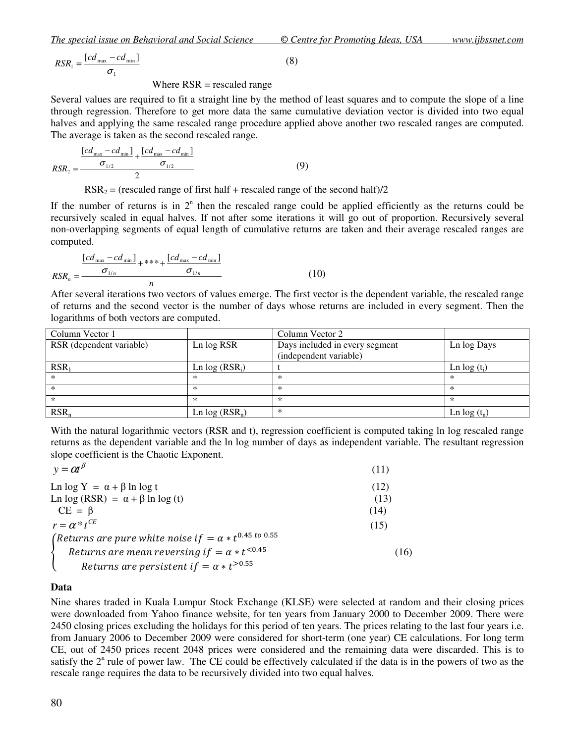$$RSR_1 = \frac{[cd_{max} - cd_{min}]}{\sigma_1} \quad (8)$$

Where RSR = rescaled range

Several values are required to fit a straight line by the method of least squares and to compute the slope of a line through regression. Therefore to get more data the same cumulative deviation vector is divided into two equal halves and applying the same rescaled range procedure applied above another two rescaled ranges are computed. The average is taken as the second rescaled range.

$$RSR_2 = \frac{\frac{[cd_{max} - cd_{min}]}{\sigma_{1/2}} + \frac{[cd_{max} - cd_{min}]}{\sigma_{1/2}}}{2} \quad (9)$$

$RSR_2$ = (rescaled range of first half + rescaled range of the second half)/2

If the number of returns is in $2^n$ then the rescaled range could be applied efficiently as the returns could be recursively scaled in equal halves. If not after some iterations it will go out of proportion. Recursively several non-overlapping segments of equal length of cumulative returns are taken and their average rescaled ranges are computed.

$$RSR_n = \frac{\frac{[cd_{max} - cd_{min}]}{\sigma_{1/n}} + *** + \frac{[cd_{max} - cd_{min}]}{\sigma_{1/n}}}{n} \quad (10)$$

After several iterations two vectors of values emerge. The first vector is the dependent variable, the rescaled range of returns and the second vector is the number of days whose returns are included in every segment. Then the logarithms of both vectors are computed.

| Column Vector 1 | | Column Vector 2 | |
|---|---|---|---|
| RSR (dependent variable) | Ln log RSR | Days included in every segment (independent variable) | Ln log Days |
| $RSR_1$ | Ln log ($RSR_i$) | t | Ln log ($t_i$) |
| * | * | * | * |
| * | * | * | * |
| * | * | * | * |
| $RSR_n$ | Ln log ($RSR_n$) | * | Ln log ($t_n$) |

With the natural logarithmic vectors (RSR and t), regression coefficient is computed taking ln log rescaled range returns as the dependent variable and the ln log number of days as independent variable. The resultant regression slope coefficient is the Chaotic Exponent.

$$y = \alpha t^{\beta} \quad (11)$$

$$\text{Ln log } Y = \alpha + \beta \text{ ln log } t \quad (12)$$

$$\text{Ln log (RSR)} = \alpha + \beta \text{ ln log } (t) \quad (13)$$

$$CE = \beta \quad (14)$$

$$r = \alpha * t^{CE} \quad (15)$$

$$\begin{cases} Returns\ are\ pure\ white\ noise\ if = \alpha * t^{0.45\ to\ 0.55} \\ Returns\ are\ mean\ reversing\ if = \alpha * t^{<0.45} \\ Returns\ are\ persistent\ if = \alpha * t^{>0.55} \end{cases} \quad (16)$$

**Data**

Nine shares traded in Kuala Lumpur Stock Exchange (KLSE) were selected at random and their closing prices were downloaded from Yahoo finance website, for ten years from January 2000 to December 2009. There were 2450 closing prices excluding the holidays for this period of ten years. The prices relating to the last four years i.e. from January 2006 to December 2009 were considered for short-term (one year) CE calculations. For long term CE, out of 2450 prices recent 2048 prices were considered and the remaining data were discarded. This is to satisfy the $2^n$ rule of power law. The CE could be effectively calculated if the data is in the powers of two as the rescale range requires the data to be recursively divided into two equal halves.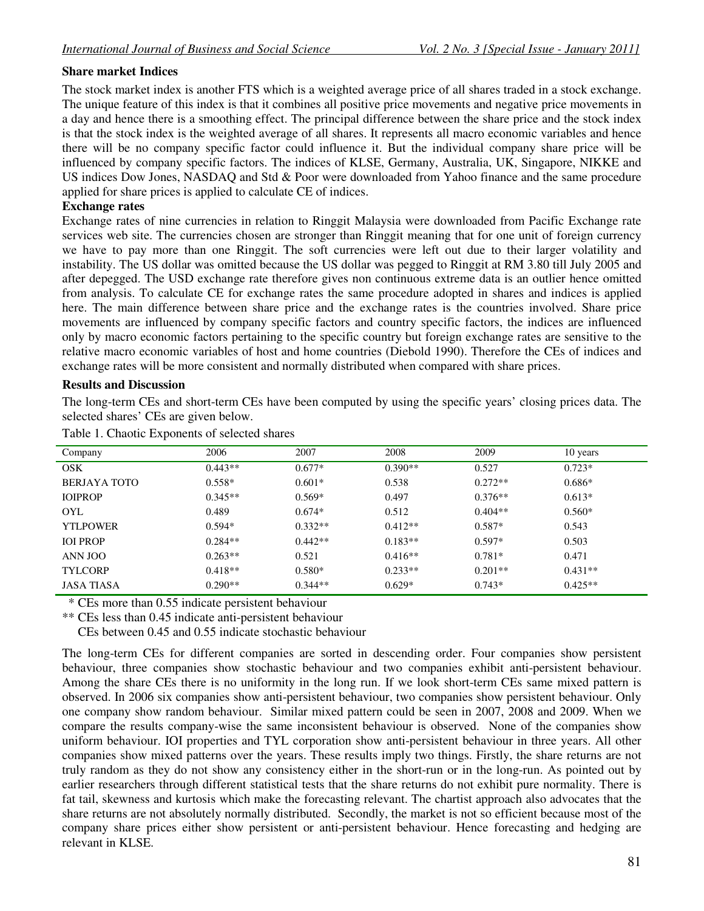**Share market Indices**

The stock market index is another FTS which is a weighted average price of all shares traded in a stock exchange. The unique feature of this index is that it combines all positive price movements and negative price movements in a day and hence there is a smoothing effect. The principal difference between the share price and the stock index is that the stock index is the weighted average of all shares. It represents all macro economic variables and hence there will be no company specific factor could influence it. But the individual company share price will be influenced by company specific factors. The indices of KLSE, Germany, Australia, UK, Singapore, NIKKE and US indices Dow Jones, NASDAQ and Std & Poor were downloaded from Yahoo finance and the same procedure applied for share prices is applied to calculate CE of indices.

**Exchange rates**

Exchange rates of nine currencies in relation to Ringgit Malaysia were downloaded from Pacific Exchange rate services web site. The currencies chosen are stronger than Ringgit meaning that for one unit of foreign currency we have to pay more than one Ringgit. The soft currencies were left out due to their larger volatility and instability. The US dollar was omitted because the US dollar was pegged to Ringgit at RM 3.80 till July 2005 and after depegged. The USD exchange rate therefore gives non continuous extreme data is an outlier hence omitted from analysis. To calculate CE for exchange rates the same procedure adopted in shares and indices is applied here. The main difference between share price and the exchange rates is the countries involved. Share price movements are influenced by company specific factors and country specific factors, the indices are influenced only by macro economic factors pertaining to the specific country but foreign exchange rates are sensitive to the relative macro economic variables of host and home countries (Diebold 1990). Therefore the CEs of indices and exchange rates will be more consistent and normally distributed when compared with share prices.

**Results and Discussion**

The long-term CEs and short-term CEs have been computed by using the specific years' closing prices data. The selected shares' CEs are given below.

Table 1. Chaotic Exponents of selected shares

| Company | 2006 | 2007 | 2008 | 2009 | 10 years |
|---|---|---|---|---|---|
| OSK | 0.443** | 0.677* | 0.390** | 0.527 | 0.723* |
| BERJAYA TOTO | 0.558* | 0.601* | 0.538 | 0.272** | 0.686* |
| IOIPROP | 0.345** | 0.569* | 0.497 | 0.376** | 0.613* |
| OYL | 0.489 | 0.674* | 0.512 | 0.404** | 0.560* |
| YTLPOWER | 0.594* | 0.332** | 0.412** | 0.587* | 0.543 |
| IOI PROP | 0.284** | 0.442** | 0.183** | 0.597* | 0.503 |
| ANN JOO | 0.263** | 0.521 | 0.416** | 0.781* | 0.471 |
| TYLCORP | 0.418** | 0.580* | 0.233** | 0.201** | 0.431** |
| JASA TIASA | 0.290** | 0.344** | 0.629* | 0.743* | 0.425** |

\* CEs more than 0.55 indicate persistent behaviour

** CEs less than 0.45 indicate anti-persistent behaviour

CEs between 0.45 and 0.55 indicate stochastic behaviour

The long-term CEs for different companies are sorted in descending order. Four companies show persistent behaviour, three companies show stochastic behaviour and two companies exhibit anti-persistent behaviour. Among the share CEs there is no uniformity in the long run. If we look short-term CEs same mixed pattern is observed. In 2006 six companies show anti-persistent behaviour, two companies show persistent behaviour. Only one company show random behaviour. Similar mixed pattern could be seen in 2007, 2008 and 2009. When we compare the results company-wise the same inconsistent behaviour is observed. None of the companies show uniform behaviour. IOI properties and TYL corporation show anti-persistent behaviour in three years. All other companies show mixed patterns over the years. These results imply two things. Firstly, the share returns are not truly random as they do not show any consistency either in the short-run or in the long-run. As pointed out by earlier researchers through different statistical tests that the share returns do not exhibit pure normality. There is fat tail, skewness and kurtosis which make the forecasting relevant. The chartist approach also advocates that the share returns are not absolutely normally distributed. Secondly, the market is not so efficient because most of the company share prices either show persistent or anti-persistent behaviour. Hence forecasting and hedging are relevant in KLSE.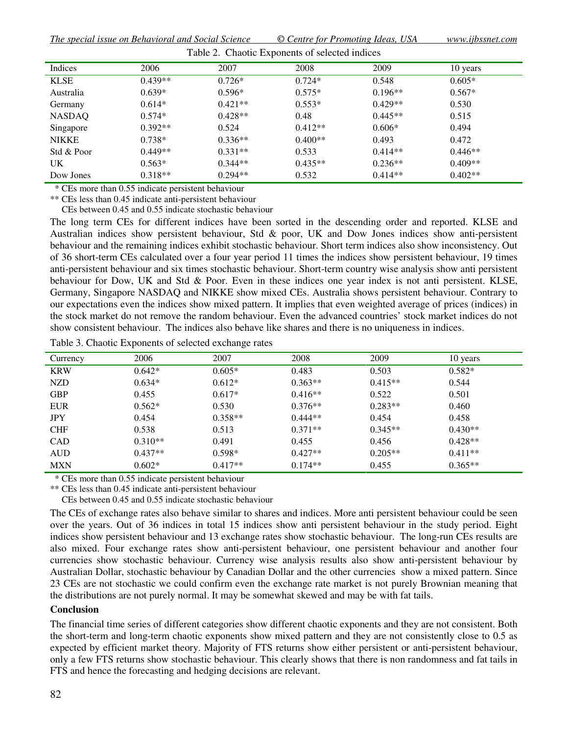Table 2. Chaotic Exponents of selected indices

| Indices | 2006 | 2007 | 2008 | 2009 | 10 years |
|---|---|---|---|---|---|
| KLSE | 0.439** | 0.726* | 0.724* | 0.548 | 0.605* |
| Australia | 0.639* | 0.596* | 0.575* | 0.196** | 0.567* |
| Germany | 0.614* | 0.421** | 0.553* | 0.429** | 0.530 |
| NASDAQ | 0.574* | 0.428** | 0.48 | 0.445** | 0.515 |
| Singapore | 0.392** | 0.524 | 0.412** | 0.606* | 0.494 |
| NIKKE | 0.738* | 0.336** | 0.400** | 0.493 | 0.472 |
| Std & Poor | 0.449** | 0.331** | 0.533 | 0.414** | 0.446** |
| UK | 0.563* | 0.344** | 0.435** | 0.236** | 0.409** |
| Dow Jones | 0.318** | 0.294** | 0.532 | 0.414** | 0.402** |

\* CEs more than 0.55 indicate persistent behaviour

\*\* CEs less than 0.45 indicate anti-persistent behaviour

CEs between 0.45 and 0.55 indicate stochastic behaviour

The long term CEs for different indices have been sorted in the descending order and reported. KLSE and Australian indices show persistent behaviour, Std & poor, UK and Dow Jones indices show anti-persistent behaviour and the remaining indices exhibit stochastic behaviour. Short term indices also show inconsistency. Out of 36 short-term CEs calculated over a four year period 11 times the indices show persistent behaviour, 19 times anti-persistent behaviour and six times stochastic behaviour. Short-term country wise analysis show anti persistent behaviour for Dow, UK and Std & Poor. Even in these indices one year index is not anti persistent. KLSE, Germany, Singapore NASDAQ and NIKKE show mixed CEs. Australia shows persistent behaviour. Contrary to our expectations even the indices show mixed pattern. It implies that even weighted average of prices (indices) in the stock market do not remove the random behaviour. Even the advanced countries' stock market indices do not show consistent behaviour. The indices also behave like shares and there is no uniqueness in indices.

Table 3. Chaotic Exponents of selected exchange rates

| Currency | 2006 | 2007 | 2008 | 2009 | 10 years |
|---|---|---|---|---|---|
| KRW | 0.642* | 0.605* | 0.483 | 0.503 | 0.582* |
| NZD | 0.634* | 0.612* | 0.363** | 0.415** | 0.544 |
| GBP | 0.455 | 0.617* | 0.416** | 0.522 | 0.501 |
| EUR | 0.562* | 0.530 | 0.376** | 0.283** | 0.460 |
| JPY | 0.454 | 0.358** | 0.444** | 0.454 | 0.458 |
| CHF | 0.538 | 0.513 | 0.371** | 0.345** | 0.430** |
| CAD | 0.310** | 0.491 | 0.455 | 0.456 | 0.428** |
| AUD | 0.437** | 0.598* | 0.427** | 0.205** | 0.411** |
| MXN | 0.602* | 0.417** | 0.174** | 0.455 | 0.365** |

\* CEs more than 0.55 indicate persistent behaviour

\*\* CEs less than 0.45 indicate anti-persistent behaviour

CEs between 0.45 and 0.55 indicate stochastic behaviour

The CEs of exchange rates also behave similar to shares and indices. More anti persistent behaviour could be seen over the years. Out of 36 indices in total 15 indices show anti persistent behaviour in the study period. Eight indices show persistent behaviour and 13 exchange rates show stochastic behaviour. The long-run CEs results are also mixed. Four exchange rates show anti-persistent behaviour, one persistent behaviour and another four currencies show stochastic behaviour. Currency wise analysis results also show anti-persistent behaviour by Australian Dollar, stochastic behaviour by Canadian Dollar and the other currencies show a mixed pattern. Since 23 CEs are not stochastic we could confirm even the exchange rate market is not purely Brownian meaning that the distributions are not purely normal. It may be somewhat skewed and may be with fat tails.

## Conclusion

The financial time series of different categories show different chaotic exponents and they are not consistent. Both the short-term and long-term chaotic exponents show mixed pattern and they are not consistently close to 0.5 as expected by efficient market theory. Majority of FTS returns show either persistent or anti-persistent behaviour, only a few FTS returns show stochastic behaviour. This clearly shows that there is non randomness and fat tails in FTS and hence the forecasting and hedging decisions are relevant.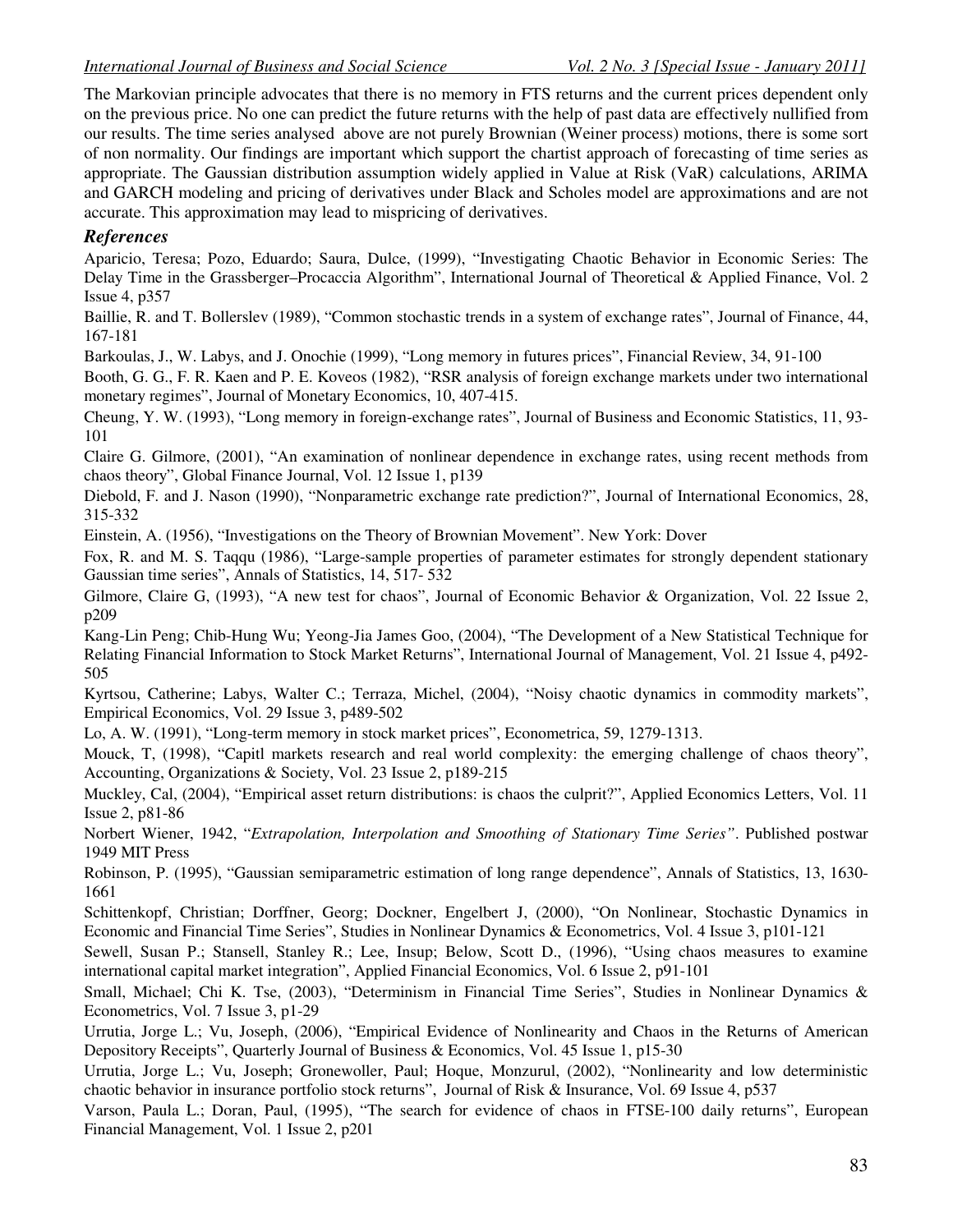The Markovian principle advocates that there is no memory in FTS returns and the current prices dependent only on the previous price. No one can predict the future returns with the help of past data are effectively nullified from our results. The time series analysed above are not purely Brownian (Weiner process) motions, there is some sort of non normality. Our findings are important which support the chartist approach of forecasting of time series as appropriate. The Gaussian distribution assumption widely applied in Value at Risk (VaR) calculations, ARIMA and GARCH modeling and pricing of derivatives under Black and Scholes model are approximations and are not accurate. This approximation may lead to mispricing of derivatives.

## *References*

Aparicio, Teresa; Pozo, Eduardo; Saura, Dulce, (1999), "Investigating Chaotic Behavior in Economic Series: The Delay Time in the Grassberger–Procaccia Algorithm", International Journal of Theoretical & Applied Finance, Vol. 2 Issue 4, p357

Baillie, R. and T. Bollerslev (1989), "Common stochastic trends in a system of exchange rates", Journal of Finance, 44, 167-181

Barkoulas, J., W. Labys, and J. Onochie (1999), "Long memory in futures prices", Financial Review, 34, 91-100

Booth, G. G., F. R. Kaen and P. E. Koveos (1982), "RSR analysis of foreign exchange markets under two international monetary regimes", Journal of Monetary Economics, 10, 407-415.

Cheung, Y. W. (1993), "Long memory in foreign-exchange rates", Journal of Business and Economic Statistics, 11, 93-101

Claire G. Gilmore, (2001), "An examination of nonlinear dependence in exchange rates, using recent methods from chaos theory", Global Finance Journal, Vol. 12 Issue 1, p139

Diebold, F. and J. Nason (1990), "Nonparametric exchange rate prediction?", Journal of International Economics, 28, 315-332

Einstein, A. (1956), "Investigations on the Theory of Brownian Movement". New York: Dover

Fox, R. and M. S. Taqqu (1986), "Large-sample properties of parameter estimates for strongly dependent stationary Gaussian time series", Annals of Statistics, 14, 517- 532

Gilmore, Claire G, (1993), "A new test for chaos", Journal of Economic Behavior & Organization, Vol. 22 Issue 2, p209

Kang-Lin Peng; Chib-Hung Wu; Yeong-Jia James Goo, (2004), "The Development of a New Statistical Technique for Relating Financial Information to Stock Market Returns", International Journal of Management, Vol. 21 Issue 4, p492-505

Kyrtsou, Catherine; Labys, Walter C.; Terraza, Michel, (2004), "Noisy chaotic dynamics in commodity markets", Empirical Economics, Vol. 29 Issue 3, p489-502

Lo, A. W. (1991), "Long-term memory in stock market prices", Econometrica, 59, 1279-1313.

Mouck, T, (1998), "Capitl markets research and real world complexity: the emerging challenge of chaos theory", Accounting, Organizations & Society, Vol. 23 Issue 2, p189-215

Muckley, Cal, (2004), "Empirical asset return distributions: is chaos the culprit?", Applied Economics Letters, Vol. 11 Issue 2, p81-86

Norbert Wiener, 1942, "*Extrapolation, Interpolation and Smoothing of Stationary Time Series"*. Published postwar 1949 MIT Press

Robinson, P. (1995), "Gaussian semiparametric estimation of long range dependence", Annals of Statistics, 13, 1630-1661

Schittenkopf, Christian; Dorffner, Georg; Dockner, Engelbert J, (2000), "On Nonlinear, Stochastic Dynamics in Economic and Financial Time Series", Studies in Nonlinear Dynamics & Econometrics, Vol. 4 Issue 3, p101-121

Sewell, Susan P.; Stansell, Stanley R.; Lee, Insup; Below, Scott D., (1996), "Using chaos measures to examine international capital market integration", Applied Financial Economics, Vol. 6 Issue 2, p91-101

Small, Michael; Chi K. Tse, (2003), "Determinism in Financial Time Series", Studies in Nonlinear Dynamics & Econometrics, Vol. 7 Issue 3, p1-29

Urrutia, Jorge L.; Vu, Joseph, (2006), "Empirical Evidence of Nonlinearity and Chaos in the Returns of American Depository Receipts", Quarterly Journal of Business & Economics, Vol. 45 Issue 1, p15-30

Urrutia, Jorge L.; Vu, Joseph; Gronewoller, Paul; Hoque, Monzurul, (2002), "Nonlinearity and low deterministic chaotic behavior in insurance portfolio stock returns", Journal of Risk & Insurance, Vol. 69 Issue 4, p537

Varson, Paula L.; Doran, Paul, (1995), "The search for evidence of chaos in FTSE-100 daily returns", European Financial Management, Vol. 1 Issue 2, p201